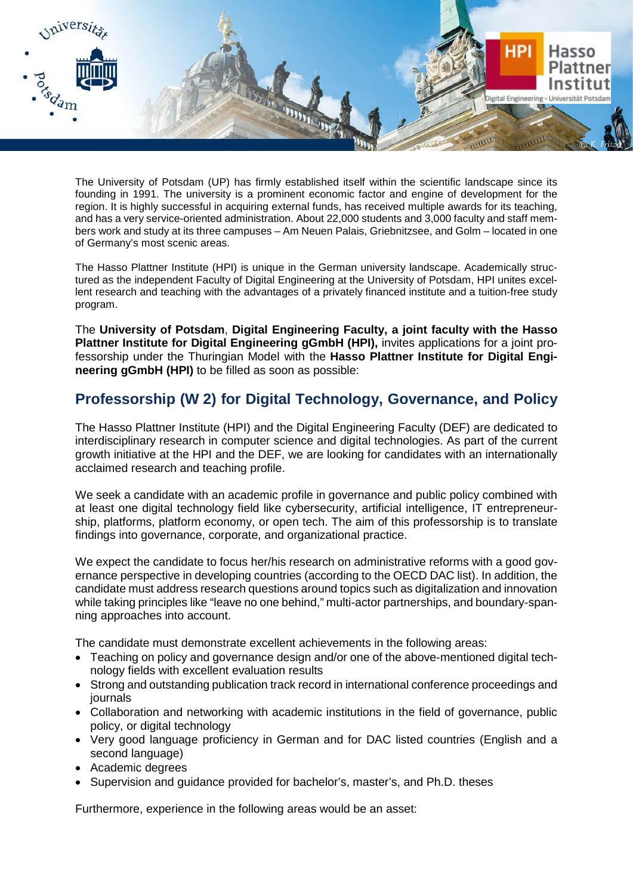The University of Potsdam (UP) has firmly established itself within the scientific landscape since its founding in 1991. The university is a prominent economic factor and engine of development for the region. It is highly successful in acquiring external funds, has received multiple awards for its teaching, and has a very service-oriented administration. About 22,000 students and 3,000 faculty and staff members work and study at its three campuses – Am Neuen Palais, Griebnitzsee, and Golm – located in one of Germany's most scenic areas.

The Hasso Plattner Institute (HPI) is unique in the German university landscape. Academically structured as the independent Faculty of Digital Engineering at the University of Potsdam, HPI unites excellent research and teaching with the advantages of a privately financed institute and a tuition-free study program.

The **University of Potsdam**, **Digital Engineering Faculty, a joint faculty with the Hasso Plattner Institute for Digital Engineering gGmbH (HPI),** invites applications for a joint professorship under the Thuringian Model with the **Hasso Plattner Institute for Digital Engineering gGmbH (HPI)** to be filled as soon as possible:

## Professorship (W 2) for Digital Technology, Governance, and Policy

The Hasso Plattner Institute (HPI) and the Digital Engineering Faculty (DEF) are dedicated to interdisciplinary research in computer science and digital technologies. As part of the current growth initiative at the HPI and the DEF, we are looking for candidates with an internationally acclaimed research and teaching profile.

We seek a candidate with an academic profile in governance and public policy combined with at least one digital technology field like cybersecurity, artificial intelligence, IT entrepreneurship, platforms, platform economy, or open tech. The aim of this professorship is to translate findings into governance, corporate, and organizational practice.

We expect the candidate to focus her/his research on administrative reforms with a good governance perspective in developing countries (according to the OECD DAC list). In addition, the candidate must address research questions around topics such as digitalization and innovation while taking principles like "leave no one behind," multi-actor partnerships, and boundary-spanning approaches into account.

The candidate must demonstrate excellent achievements in the following areas:

- Teaching on policy and governance design and/or one of the above-mentioned digital technology fields with excellent evaluation results
- Strong and outstanding publication track record in international conference proceedings and journals
- Collaboration and networking with academic institutions in the field of governance, public policy, or digital technology
- Very good language proficiency in German and for DAC listed countries (English and a second language)
- Academic degrees
- Supervision and guidance provided for bachelor's, master's, and Ph.D. theses

Furthermore, experience in the following areas would be an asset: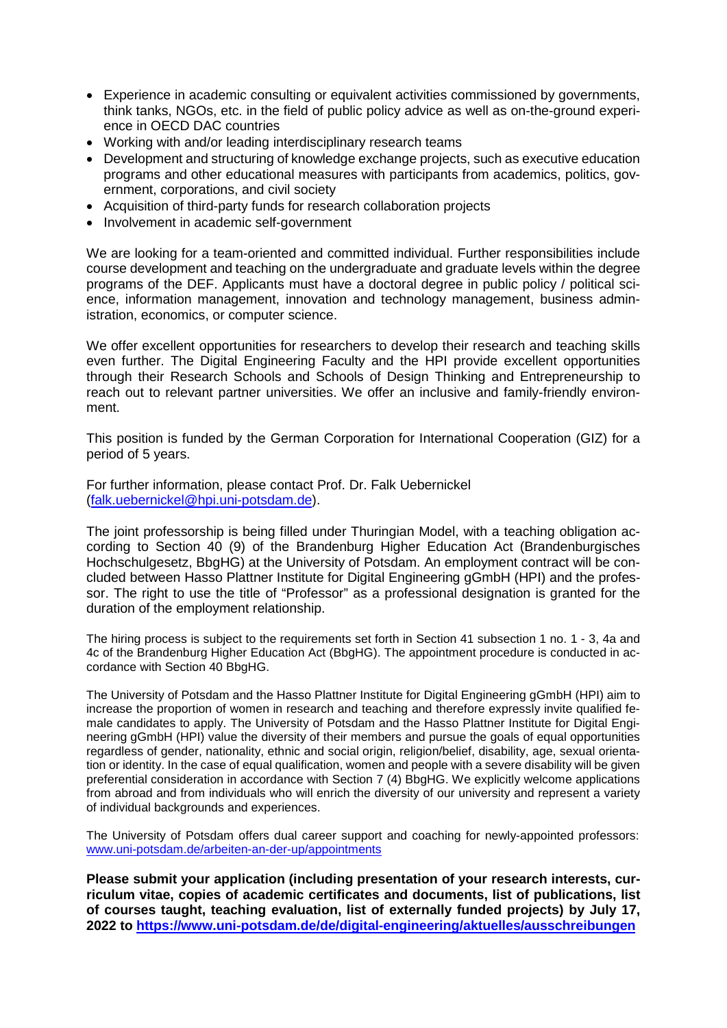- Experience in academic consulting or equivalent activities commissioned by governments, think tanks, NGOs, etc. in the field of public policy advice as well as on-the-ground experience in OECD DAC countries
- Working with and/or leading interdisciplinary research teams
- Development and structuring of knowledge exchange projects, such as executive education programs and other educational measures with participants from academics, politics, government, corporations, and civil society
- Acquisition of third-party funds for research collaboration projects
- Involvement in academic self-government

We are looking for a team-oriented and committed individual. Further responsibilities include course development and teaching on the undergraduate and graduate levels within the degree programs of the DEF. Applicants must have a doctoral degree in public policy / political science, information management, innovation and technology management, business administration, economics, or computer science.

We offer excellent opportunities for researchers to develop their research and teaching skills even further. The Digital Engineering Faculty and the HPI provide excellent opportunities through their Research Schools and Schools of Design Thinking and Entrepreneurship to reach out to relevant partner universities. We offer an inclusive and family-friendly environment.

This position is funded by the German Corporation for International Cooperation (GIZ) for a period of 5 years.

For further information, please contact Prof. Dr. Falk Uebernickel (falk.uebernickel@hpi.uni-potsdam.de).

The joint professorship is being filled under Thuringian Model, with a teaching obligation according to Section 40 (9) of the Brandenburg Higher Education Act (Brandenburgisches Hochschulgesetz, BbgHG) at the University of Potsdam. An employment contract will be concluded between Hasso Plattner Institute for Digital Engineering gGmbH (HPI) and the professor. The right to use the title of "Professor" as a professional designation is granted for the duration of the employment relationship.

The hiring process is subject to the requirements set forth in Section 41 subsection 1 no. 1 - 3, 4a and 4c of the Brandenburg Higher Education Act (BbgHG). The appointment procedure is conducted in accordance with Section 40 BbgHG.

The University of Potsdam and the Hasso Plattner Institute for Digital Engineering gGmbH (HPI) aim to increase the proportion of women in research and teaching and therefore expressly invite qualified female candidates to apply. The University of Potsdam and the Hasso Plattner Institute for Digital Engineering gGmbH (HPI) value the diversity of their members and pursue the goals of equal opportunities regardless of gender, nationality, ethnic and social origin, religion/belief, disability, age, sexual orientation or identity. In the case of equal qualification, women and people with a severe disability will be given preferential consideration in accordance with Section 7 (4) BbgHG. We explicitly welcome applications from abroad and from individuals who will enrich the diversity of our university and represent a variety of individual backgrounds and experiences.

The University of Potsdam offers dual career support and coaching for newly-appointed professors: www.uni-potsdam.de/arbeiten-an-der-up/appointments

**Please submit your application (including presentation of your research interests, curriculum vitae, copies of academic certificates and documents, list of publications, list of courses taught, teaching evaluation, list of externally funded projects) by July 17, 2022 to https://www.uni-potsdam.de/de/digital-engineering/aktuelles/ausschreibungen**